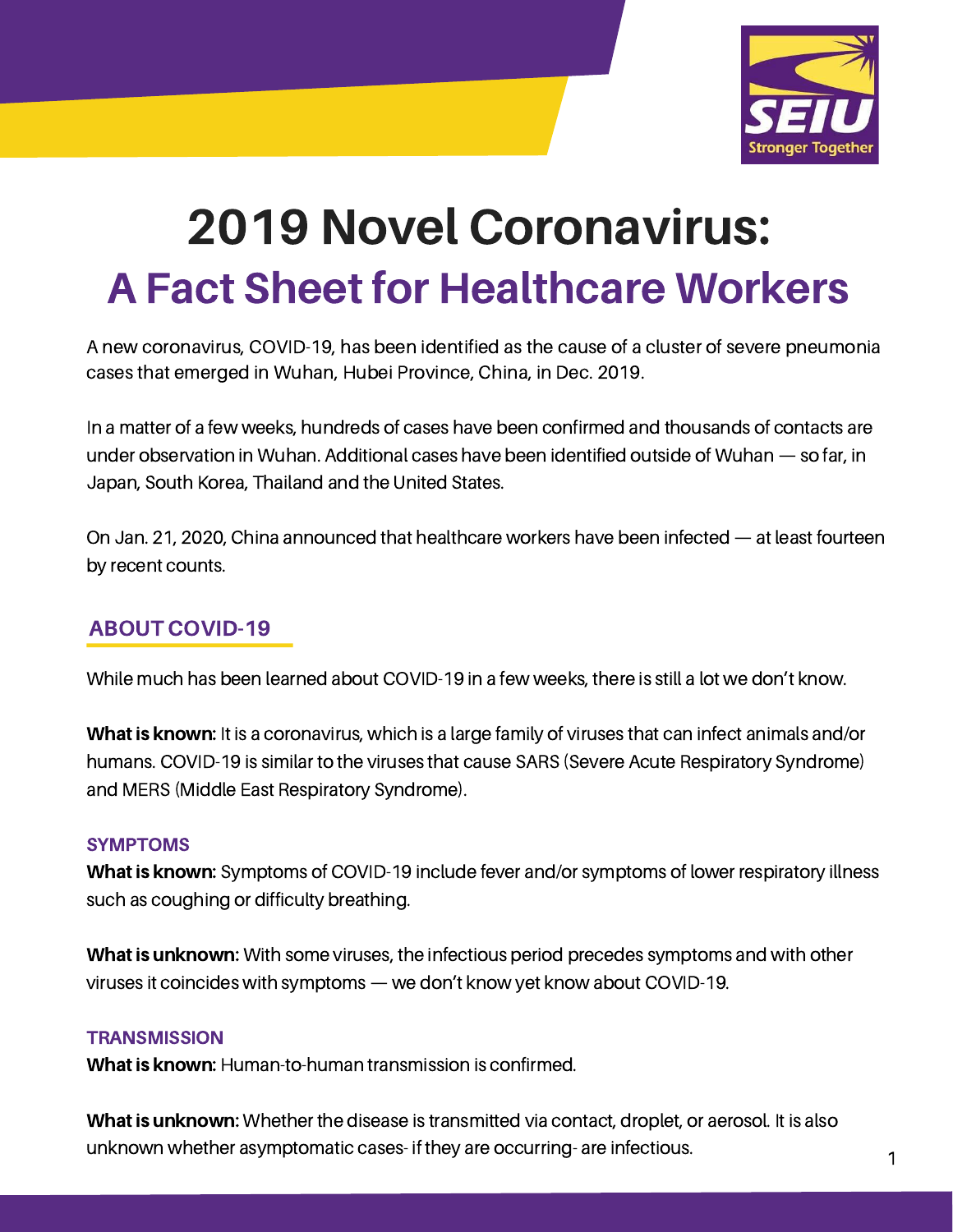# 2019 Novel Coronavirus:

## A Fact Sheet for Healthcare Workers

A new coronavirus, COVID-19, has been identified as the cause of a cluster of severe pneumonia cases that emerged in Wuhan, Hubei Province, China, in Dec. 2019.

In a matter of a few weeks, hundreds of cases have been confirmed and thousands of contacts are under observation in Wuhan. Additional cases have been identified outside of Wuhan — so far, in Japan, South Korea, Thailand and the United States.

On Jan. 21, 2020, China announced that healthcare workers have been infected — at least fourteen by recent counts.

### ABOUT COVID-19

While much has been learned about COVID-19 in a few weeks, there is still a lot we don't know.

**What is known:** It is a coronavirus, which is a large family of viruses that can infect animals and/or humans. COVID-19 is similar to the viruses that cause SARS (Severe Acute Respiratory Syndrome) and MERS (Middle East Respiratory Syndrome).

#### SYMPTOMS

**What is known:** Symptoms of COVID-19 include fever and/or symptoms of lower respiratory illness such as coughing or difficulty breathing.

**What is unknown:** With some viruses, the infectious period precedes symptoms and with other viruses it coincides with symptoms — we don't know yet know about COVID-19.

#### TRANSMISSION

**What is known:** Human-to-human transmission is confirmed.

**What is unknown:** Whether the disease is transmitted via contact, droplet, or aerosol. It is also unknown whether asymptomatic cases- if they are occurring- are infectious.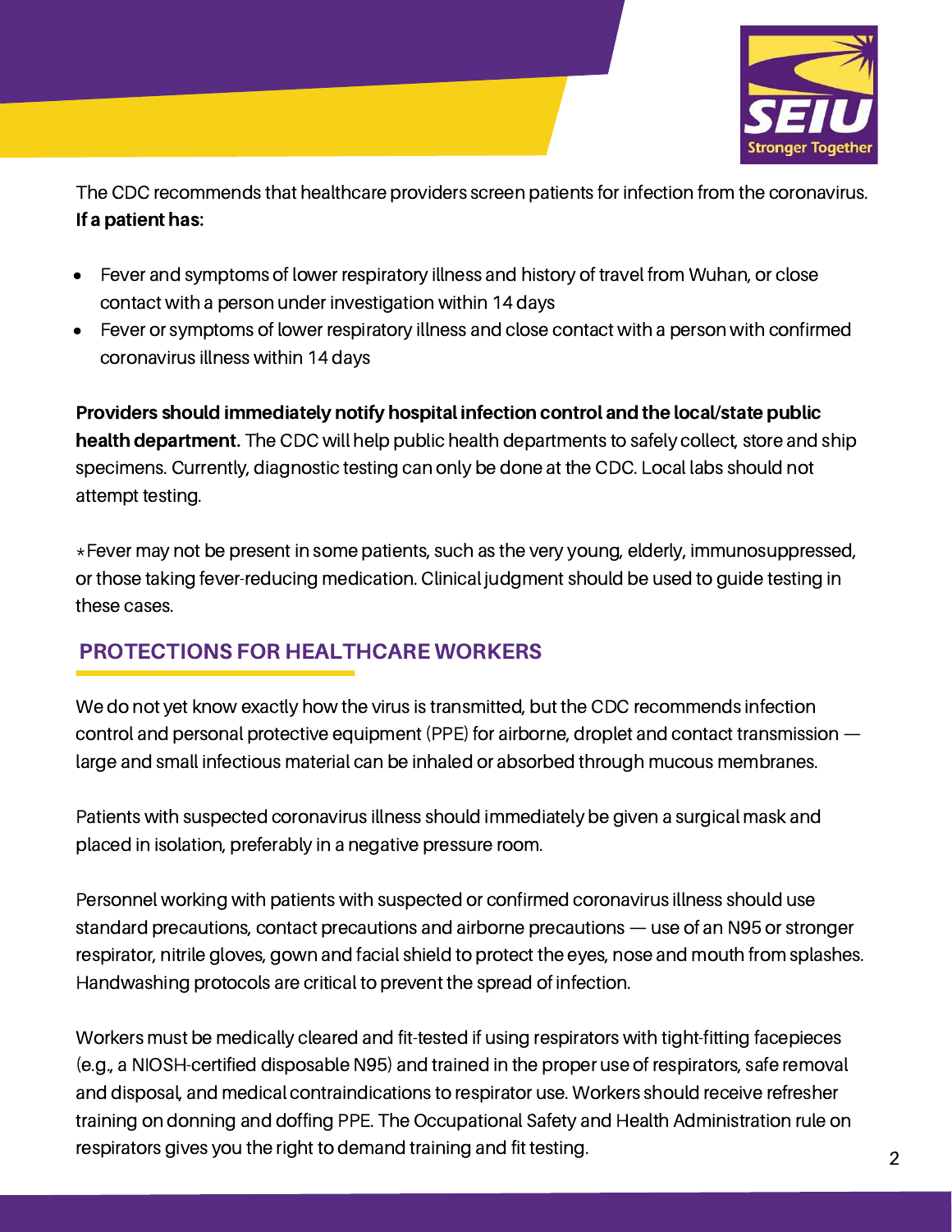The CDC recommends that healthcare providers screen patients for infection from the coronavirus. **If a patient has:**

- Fever and symptoms of lower respiratory illness and history of travel from Wuhan, or close contact with a person under investigation within 14 days
- Fever or symptoms of lower respiratory illness and close contact with a person with confirmed coronavirus illness within 14 days

**Providers should immediately notify hospital infection control and the local/state public health department.** The CDC will help public health departments to safely collect, store and ship specimens. Currently, diagnostic testing can only be done at the CDC. Local labs should not attempt testing.

*Fever may not be present in some patients, such as the very young, elderly, immunosuppressed, or those taking fever-reducing medication. Clinical judgment should be used to guide testing in these cases.

## PROTECTIONS FOR HEALTHCARE WORKERS

We do not yet know exactly how the virus is transmitted, but the CDC recommends infection control and personal protective equipment (PPE) for airborne, droplet and contact transmission — large and small infectious material can be inhaled or absorbed through mucous membranes.

Patients with suspected coronavirus illness should immediately be given a surgical mask and placed in isolation, preferably in a negative pressure room.

Personnel working with patients with suspected or confirmed coronavirus illness should use standard precautions, contact precautions and airborne precautions — use of an N95 or stronger respirator, nitrile gloves, gown and facial shield to protect the eyes, nose and mouth from splashes. Handwashing protocols are critical to prevent the spread of infection.

Workers must be medically cleared and fit-tested if using respirators with tight-fitting facepieces (e.g., a NIOSH-certified disposable N95) and trained in the proper use of respirators, safe removal and disposal, and medical contraindications to respirator use. Workers should receive refresher training on donning and doffing PPE. The Occupational Safety and Health Administration rule on respirators gives you the right to demand training and fit testing.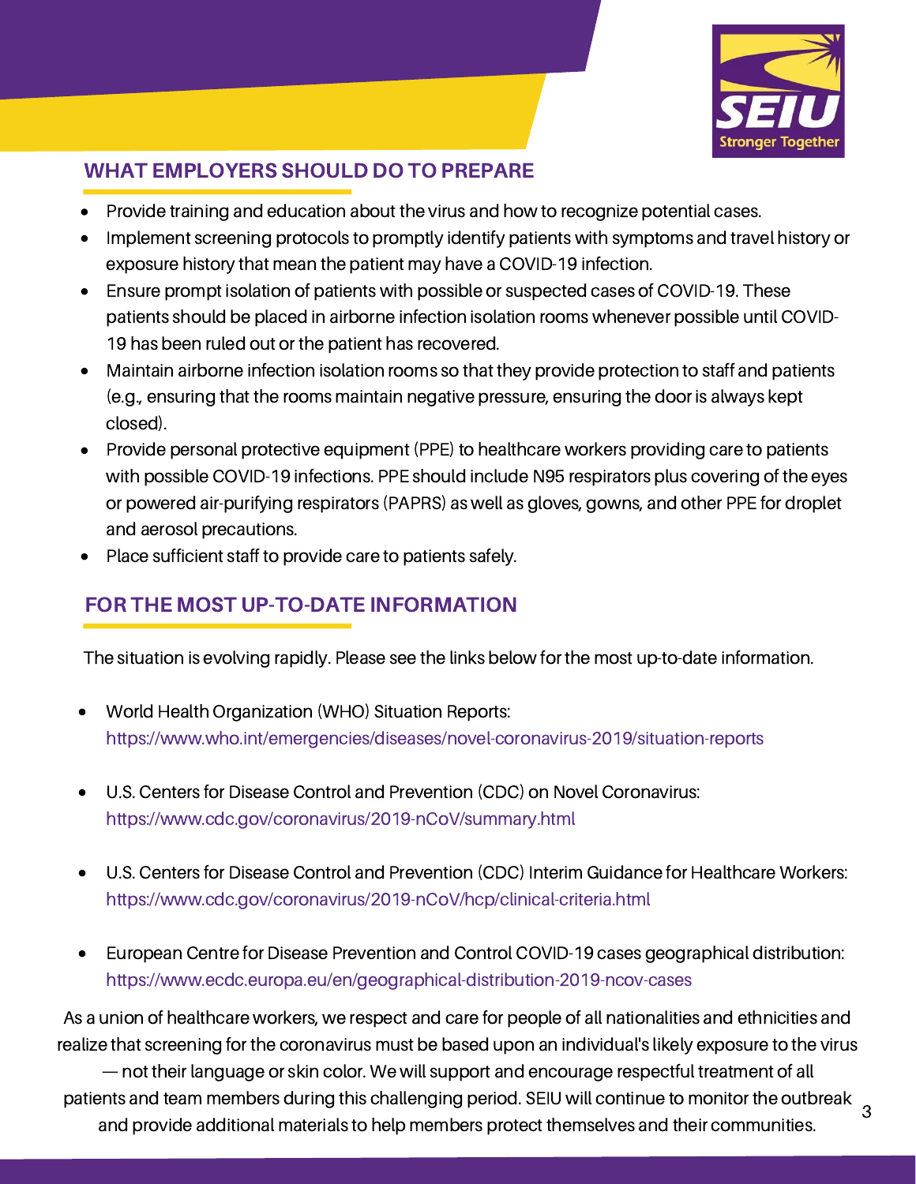## WHAT EMPLOYERS SHOULD DO TO PREPARE

- Provide training and education about the virus and how to recognize potential cases.
- Implement screening protocols to promptly identify patients with symptoms and travel history or exposure history that mean the patient may have a COVID-19 infection.
- Ensure prompt isolation of patients with possible or suspected cases of COVID-19. These patients should be placed in airborne infection isolation rooms whenever possible until COVID-19 has been ruled out or the patient has recovered.
- Maintain airborne infection isolation rooms so that they provide protection to staff and patients (e.g., ensuring that the rooms maintain negative pressure, ensuring the door is always kept closed).
- Provide personal protective equipment (PPE) to healthcare workers providing care to patients with possible COVID-19 infections. PPE should include N95 respirators plus covering of the eyes or powered air-purifying respirators (PAPRS) as well as gloves, gowns, and other PPE for droplet and aerosol precautions.
- Place sufficient staff to provide care to patients safely.

## FOR THE MOST UP-TO-DATE INFORMATION

The situation is evolving rapidly. Please see the links below for the most up-to-date information.

- World Health Organization (WHO) Situation Reports: https://www.who.int/emergencies/diseases/novel-coronavirus-2019/situation-reports
- U.S. Centers for Disease Control and Prevention (CDC) on Novel Coronavirus: https://www.cdc.gov/coronavirus/2019-nCoV/summary.html
- U.S. Centers for Disease Control and Prevention (CDC) Interim Guidance for Healthcare Workers: https://www.cdc.gov/coronavirus/2019-nCoV/hcp/clinical-criteria.html
- European Centre for Disease Prevention and Control COVID-19 cases geographical distribution: https://www.ecdc.europa.eu/en/geographical-distribution-2019-ncov-cases

As a union of healthcare workers, we respect and care for people of all nationalities and ethnicities and realize that screening for the coronavirus must be based upon an individual's likely exposure to the virus — not their language or skin color. We will support and encourage respectful treatment of all patients and team members during this challenging period. SEIU will continue to monitor the outbreak and provide additional materials to help members protect themselves and their communities.